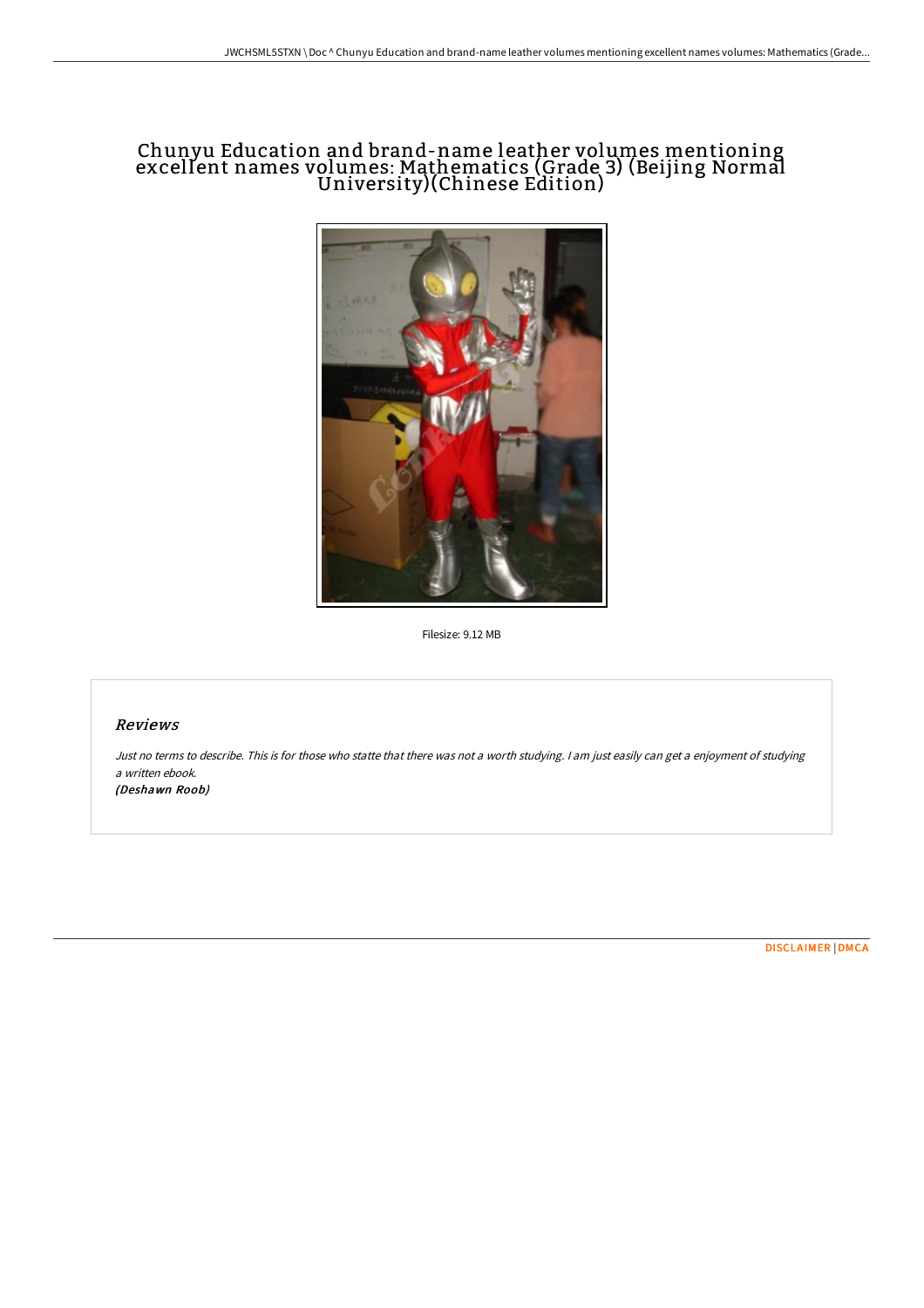# Chunyu Education and brand-name leather volumes mentioning excellent names volumes: Mathematics (Grade 3) (Beijing Normal University)(Chinese Edition)

Filesize: 9.12 MB

## Reviews

*Just no terms to describe. This is for those who statte that there was not a worth studying. I am just easily can get a enjoyment of studying a written ebook.*

***(Deshawn Roob)***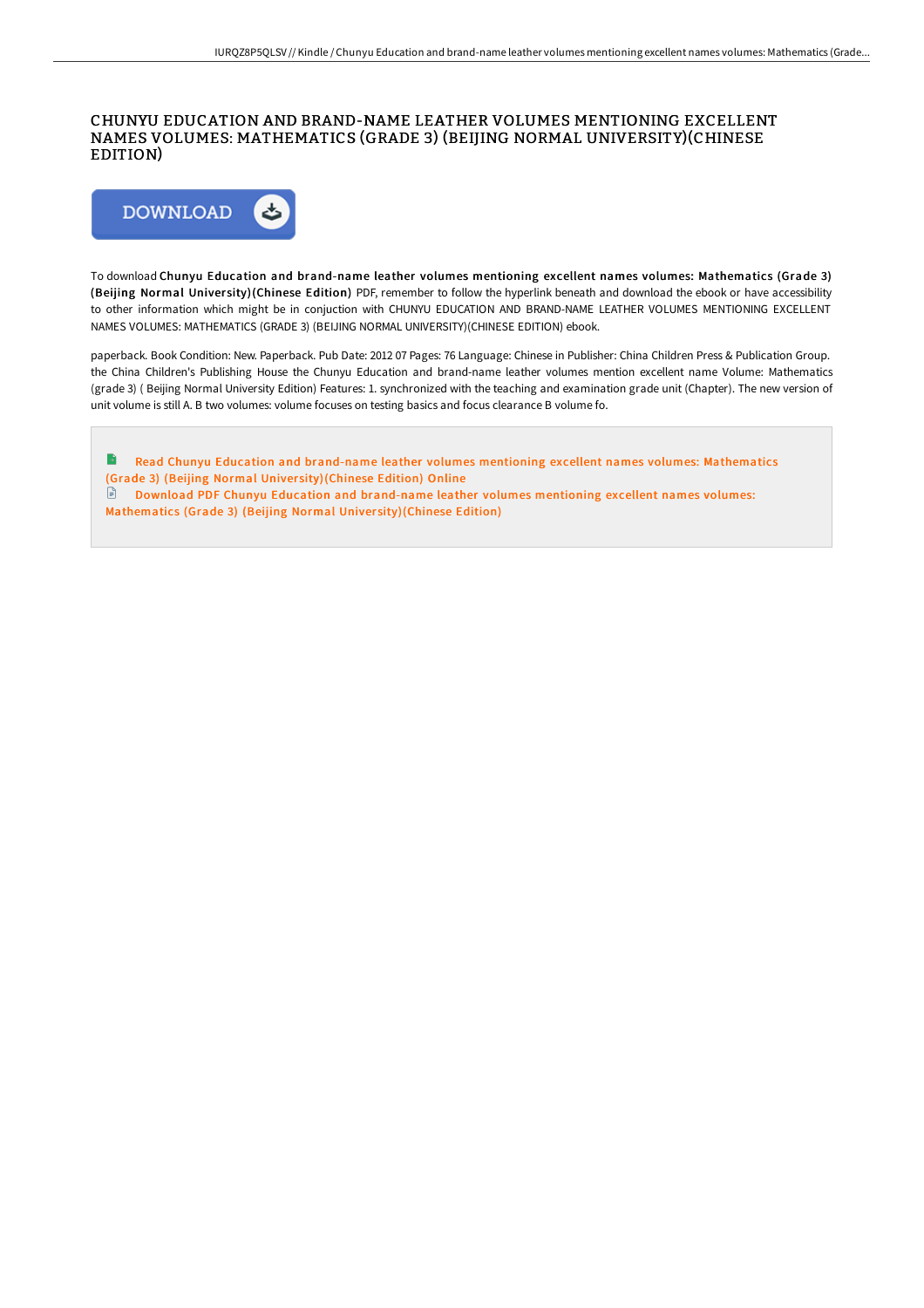# CHUNYU EDUCATION AND BRAND-NAME LEATHER VOLUMES MENTIONING EXCELLENT NAMES VOLUMES: MATHEMATICS (GRADE 3) (BEIJING NORMAL UNIVERSITY)(CHINESE EDITION)

DOWNLOAD

To download **Chunyu Education and brand-name leather volumes mentioning excellent names volumes: Mathematics (Grade 3) (Beijing Normal University)(Chinese Edition)** PDF, remember to follow the hyperlink beneath and download the ebook or have accessibility to other information which might be in conjuction with CHUNYU EDUCATION AND BRAND-NAME LEATHER VOLUMES MENTIONING EXCELLENT NAMES VOLUMES: MATHEMATICS (GRADE 3) (BEIJING NORMAL UNIVERSITY)(CHINESE EDITION) ebook.

paperback. Book Condition: New. Paperback. Pub Date: 2012 07 Pages: 76 Language: Chinese in Publisher: China Children Press & Publication Group. the China Children's Publishing House the Chunyu Education and brand-name leather volumes mention excellent name Volume: Mathematics (grade 3) ( Beijing Normal University Edition) Features: 1. synchronized with the teaching and examination grade unit (Chapter). The new version of unit volume is still A. B two volumes: volume focuses on testing basics and focus clearance B volume fo.

Read Chunyu Education and brand-name leather volumes mentioning excellent names volumes: Mathematics (Grade 3) (Beijing Normal University)(Chinese Edition) Online

Download PDF Chunyu Education and brand-name leather volumes mentioning excellent names volumes: Mathematics (Grade 3) (Beijing Normal University)(Chinese Edition)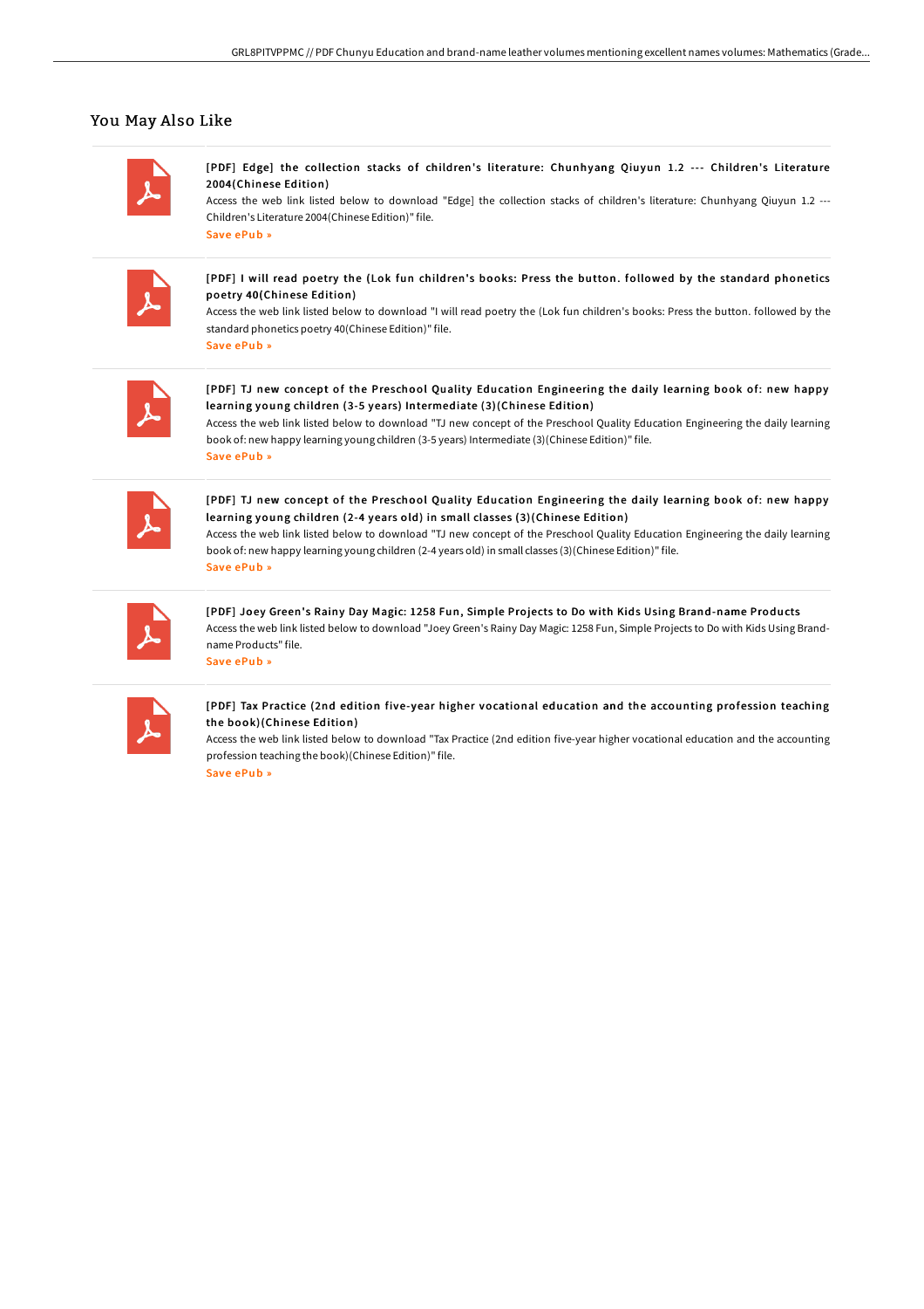## You May Also Like

**[PDF] Edge] the collection stacks of children's literature: Chunhyang Qiuyun 1.2 --- Children's Literature 2004(Chinese Edition)**

Access the web link listed below to download "Edge] the collection stacks of children's literature: Chunhyang Qiuyun 1.2 --- Children's Literature 2004(Chinese Edition)" file.

Save ePub »

**[PDF] I will read poetry the (Lok fun children's books: Press the button. followed by the standard phonetics poetry 40(Chinese Edition)**

Access the web link listed below to download "I will read poetry the (Lok fun children's books: Press the button. followed by the standard phonetics poetry 40(Chinese Edition)" file.

Save ePub »

**[PDF] TJ new concept of the Preschool Quality Education Engineering the daily learning book of: new happy learning young children (3-5 years) Intermediate (3)(Chinese Edition)**

Access the web link listed below to download "TJ new concept of the Preschool Quality Education Engineering the daily learning book of: new happy learning young children (3-5 years) Intermediate (3)(Chinese Edition)" file.

Save ePub »

**[PDF] TJ new concept of the Preschool Quality Education Engineering the daily learning book of: new happy learning young children (2-4 years old) in small classes (3)(Chinese Edition)**

Access the web link listed below to download "TJ new concept of the Preschool Quality Education Engineering the daily learning book of: new happy learning young children (2-4 years old) in small classes (3)(Chinese Edition)" file.

Save ePub »

**[PDF] Joey Green's Rainy Day Magic: 1258 Fun, Simple Projects to Do with Kids Using Brand-name Products**

Access the web link listed below to download "Joey Green's Rainy Day Magic: 1258 Fun, Simple Projects to Do with Kids Using Brand-name Products" file.

Save ePub »

**[PDF] Tax Practice (2nd edition five-year higher vocational education and the accounting profession teaching the book)(Chinese Edition)**

Access the web link listed below to download "Tax Practice (2nd edition five-year higher vocational education and the accounting profession teaching the book)(Chinese Edition)" file.

Save ePub »